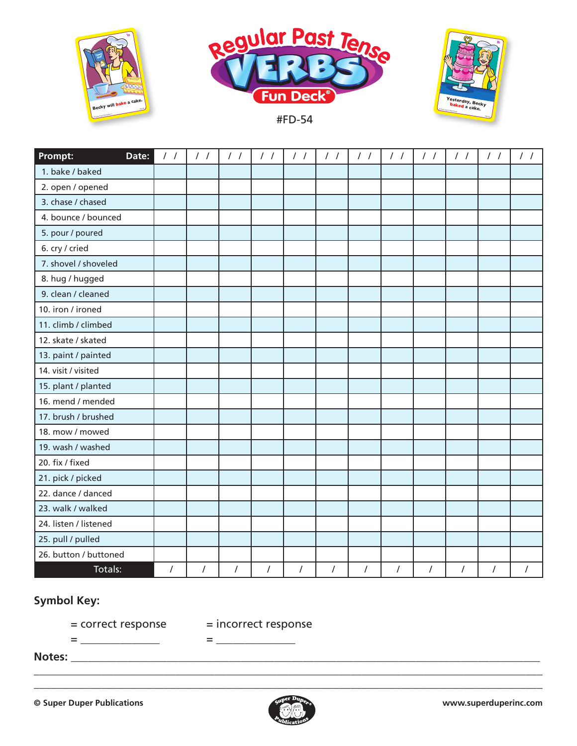# Regular Past Tense VERBS Fun Deck®

#FD-54

| Prompt: Date: | / / | / / | / / | / / | / / | / / | / / | / / | / / | / / | / / | / / |
|---|---|---|---|---|---|---|---|---|---|---|---|---|
| 1. bake / baked | | | | | | | | | | | | |
| 2. open / opened | | | | | | | | | | | | |
| 3. chase / chased | | | | | | | | | | | | |
| 4. bounce / bounced | | | | | | | | | | | | |
| 5. pour / poured | | | | | | | | | | | | |
| 6. cry / cried | | | | | | | | | | | | |
| 7. shovel / shoveled | | | | | | | | | | | | |
| 8. hug / hugged | | | | | | | | | | | | |
| 9. clean / cleaned | | | | | | | | | | | | |
| 10. iron / ironed | | | | | | | | | | | | |
| 11. climb / climbed | | | | | | | | | | | | |
| 12. skate / skated | | | | | | | | | | | | |
| 13. paint / painted | | | | | | | | | | | | |
| 14. visit / visited | | | | | | | | | | | | |
| 15. plant / planted | | | | | | | | | | | | |
| 16. mend / mended | | | | | | | | | | | | |
| 17. brush / brushed | | | | | | | | | | | | |
| 18. mow / mowed | | | | | | | | | | | | |
| 19. wash / washed | | | | | | | | | | | | |
| 20. fix / fixed | | | | | | | | | | | | |
| 21. pick / picked | | | | | | | | | | | | |
| 22. dance / danced | | | | | | | | | | | | |
| 23. walk / walked | | | | | | | | | | | | |
| 24. listen / listened | | | | | | | | | | | | |
| 25. pull / pulled | | | | | | | | | | | | |
| 26. button / buttoned | | | | | | | | | | | | |
| Totals: | / | / | / | / | / | / | / | / | / | / | / | / |

**Symbol Key:**

= correct response  = incorrect response

= _______________  = _______________

**Notes:** ____________________________________________________________________________

______________________________________________________________________________________

______________________________________________________________________________________

**© Super Duper Publications**  **www.superduperinc.com**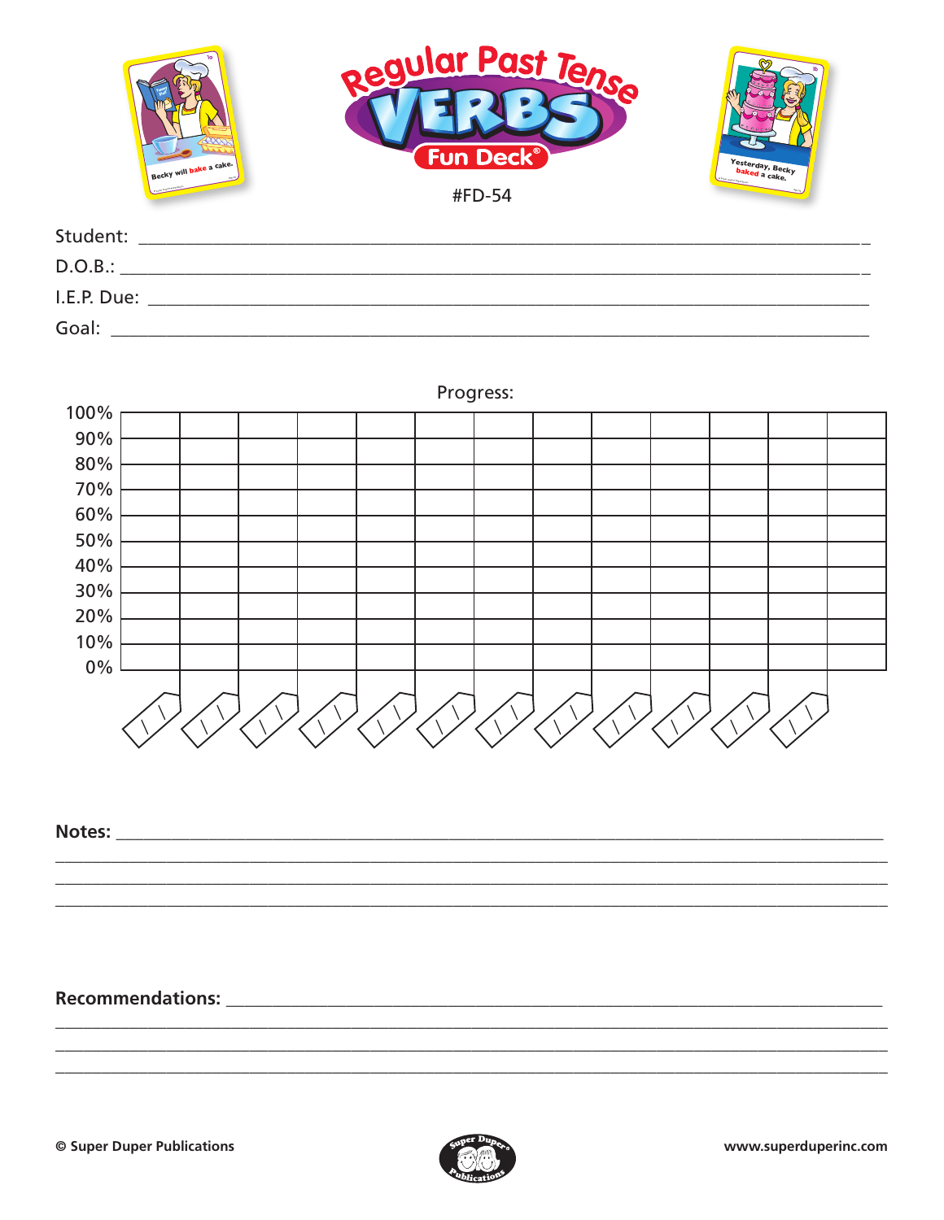# Regular Past Tense VERBS Fun Deck®

#FD-54

Student: ___

D.O.B.: ___

I.E.P. Due: ___

Goal: ___

Progress:

100%
90%
80%
70%
60%
50%
40%
30%
20%
10%
0%

**Notes:** ___

**Recommendations:** ___

© Super Duper Publications

www.superduperinc.com